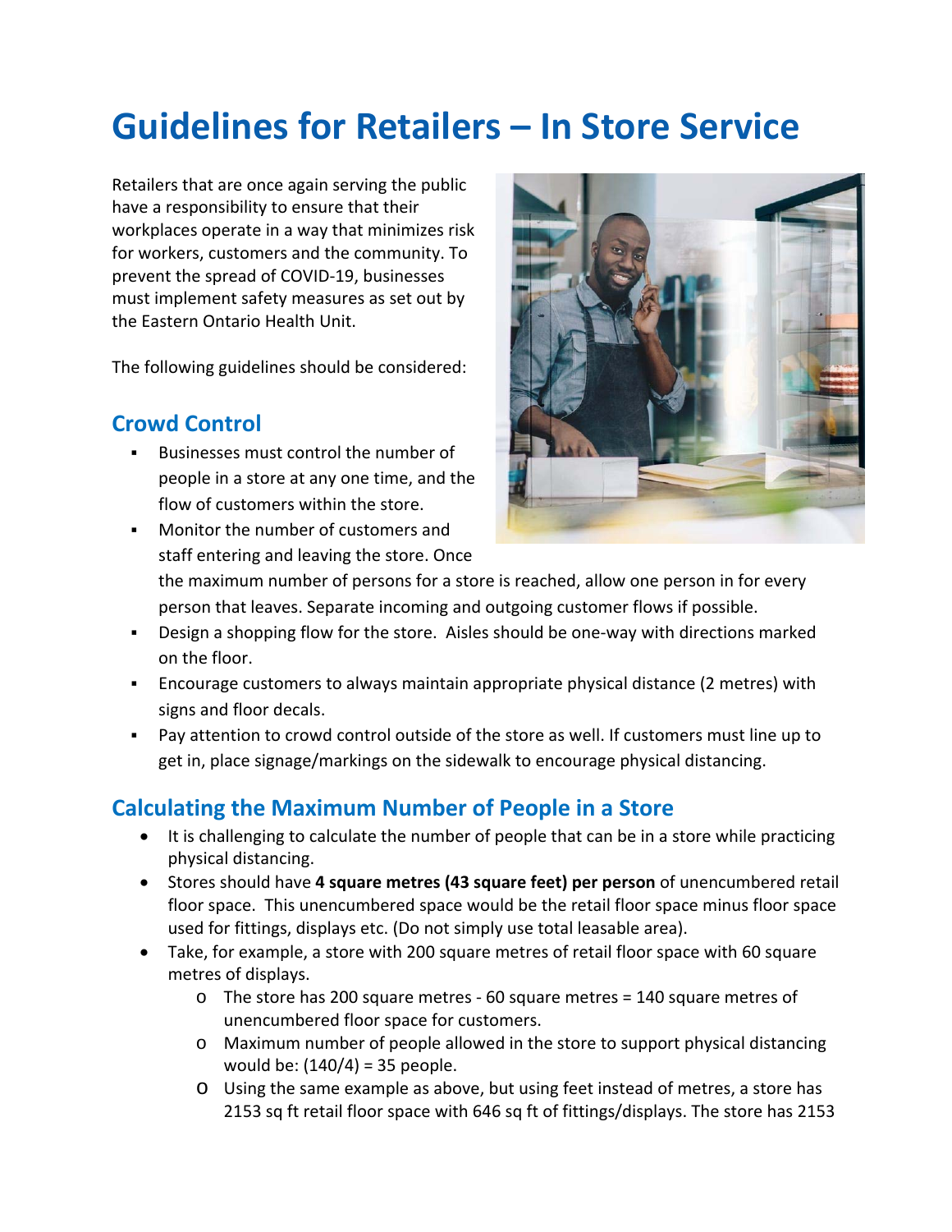# Guidelines for Retailers – In Store Service

Retailers that are once again serving the public have a responsibility to ensure that their workplaces operate in a way that minimizes risk for workers, customers and the community. To prevent the spread of COVID-19, businesses must implement safety measures as set out by the Eastern Ontario Health Unit.

The following guidelines should be considered:

## Crowd Control

- Businesses must control the number of people in a store at any one time, and the flow of customers within the store.
- Monitor the number of customers and staff entering and leaving the store. Once the maximum number of persons for a store is reached, allow one person in for every person that leaves. Separate incoming and outgoing customer flows if possible.
- Design a shopping flow for the store. Aisles should be one-way with directions marked on the floor.
- Encourage customers to always maintain appropriate physical distance (2 metres) with signs and floor decals.
- Pay attention to crowd control outside of the store as well. If customers must line up to get in, place signage/markings on the sidewalk to encourage physical distancing.

## Calculating the Maximum Number of People in a Store

- It is challenging to calculate the number of people that can be in a store while practicing physical distancing.
- Stores should have **4 square metres (43 square feet) per person** of unencumbered retail floor space. This unencumbered space would be the retail floor space minus floor space used for fittings, displays etc. (Do not simply use total leasable area).
- Take, for example, a store with 200 square metres of retail floor space with 60 square metres of displays.
  - The store has 200 square metres - 60 square metres = 140 square metres of unencumbered floor space for customers.
  - Maximum number of people allowed in the store to support physical distancing would be: (140/4) = 35 people.
  - Using the same example as above, but using feet instead of metres, a store has 2153 sq ft retail floor space with 646 sq ft of fittings/displays. The store has 2153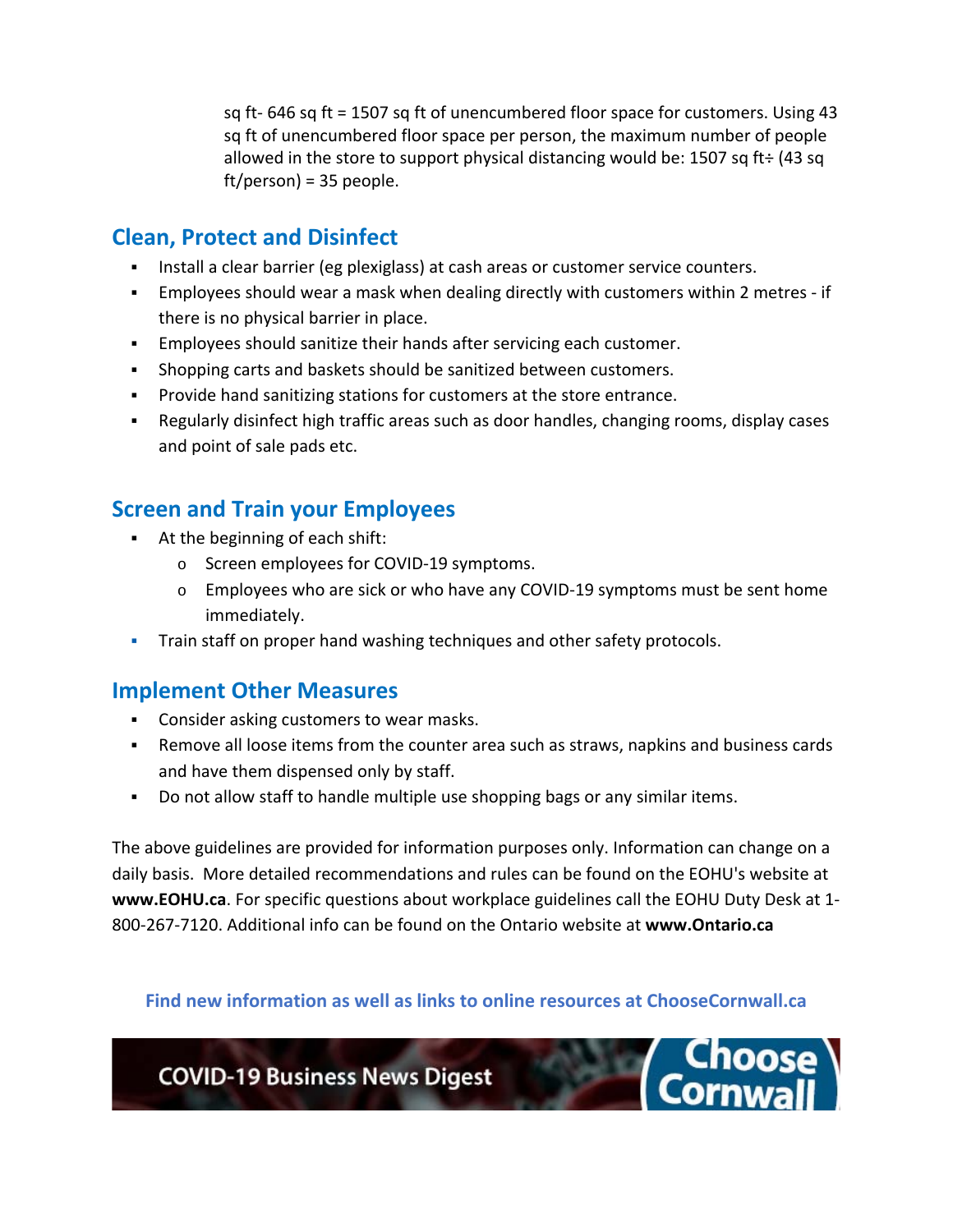sq ft- 646 sq ft = 1507 sq ft of unencumbered floor space for customers. Using 43 sq ft of unencumbered floor space per person, the maximum number of people allowed in the store to support physical distancing would be: 1507 sq ft÷ (43 sq ft/person) = 35 people.

## Clean, Protect and Disinfect

- Install a clear barrier (eg plexiglass) at cash areas or customer service counters.
- Employees should wear a mask when dealing directly with customers within 2 metres - if there is no physical barrier in place.
- Employees should sanitize their hands after servicing each customer.
- Shopping carts and baskets should be sanitized between customers.
- Provide hand sanitizing stations for customers at the store entrance.
- Regularly disinfect high traffic areas such as door handles, changing rooms, display cases and point of sale pads etc.

## Screen and Train your Employees

- At the beginning of each shift:
  - Screen employees for COVID-19 symptoms.
  - Employees who are sick or who have any COVID-19 symptoms must be sent home immediately.
- Train staff on proper hand washing techniques and other safety protocols.

## Implement Other Measures

- Consider asking customers to wear masks.
- Remove all loose items from the counter area such as straws, napkins and business cards and have them dispensed only by staff.
- Do not allow staff to handle multiple use shopping bags or any similar items.

The above guidelines are provided for information purposes only. Information can change on a daily basis. More detailed recommendations and rules can be found on the EOHU's website at **www.EOHU.ca**. For specific questions about workplace guidelines call the EOHU Duty Desk at 1-800-267-7120. Additional info can be found on the Ontario website at **www.Ontario.ca**

**Find new information as well as links to online resources at ChooseCornwall.ca**

COVID-19 Business News Digest

Choose Cornwall